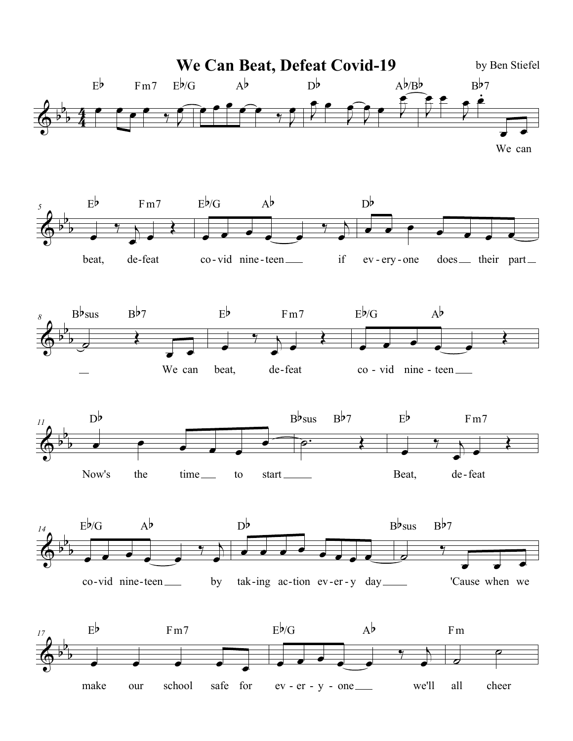# We Can Beat, Defeat Covid-19

by Ben Stiefel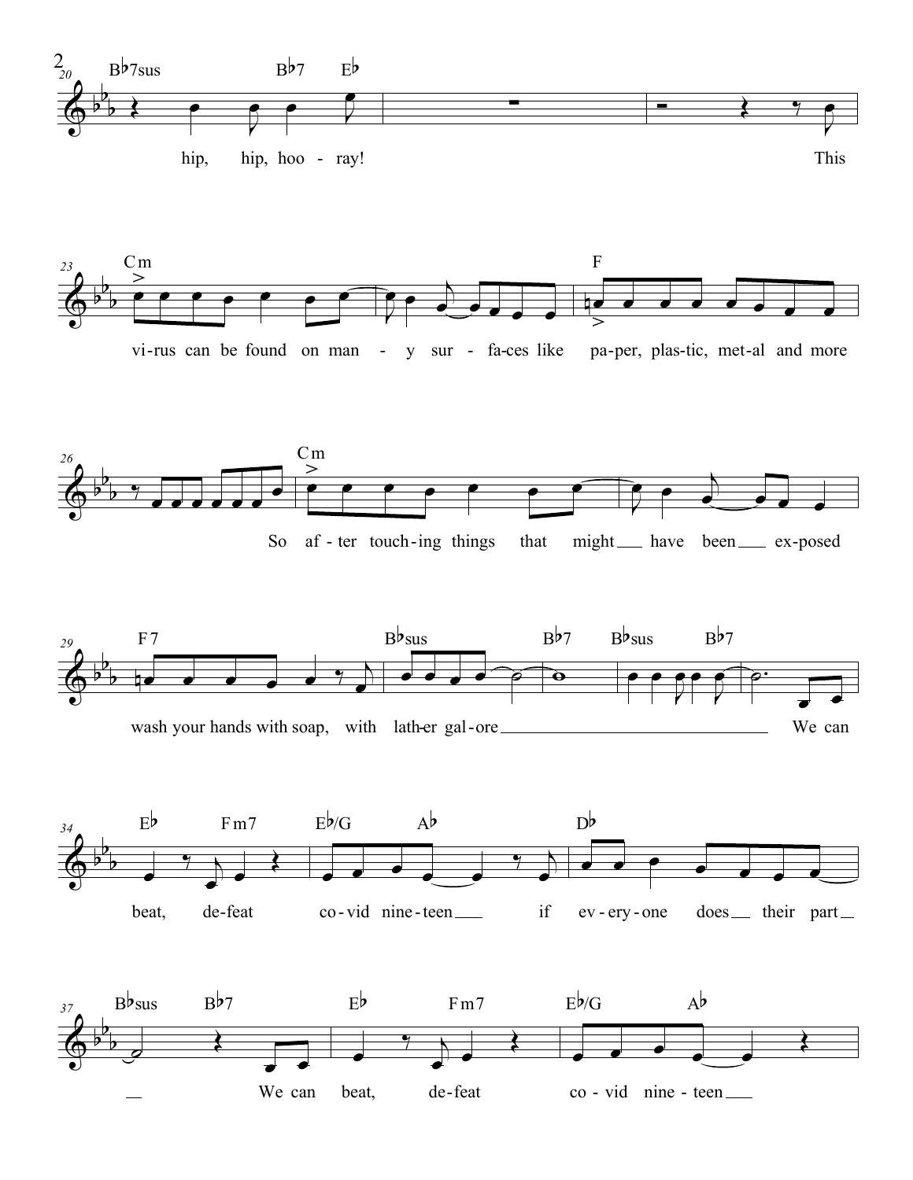B♭7sus B♭7 E♭

hip, hip, hoo - ray! This

Cm F

vi-rus can be found on man - y sur - fa-ces like pa-per, plas-tic, met-al and more

Cm

So af - ter touch-ing things that might ___ have been ___ ex-posed

F7 B♭sus B♭7 B♭sus B♭7

wash your hands with soap, with lath-er gal-ore ___ We can

E♭ Fm7 E♭/G A♭ D♭

beat, de-feat co-vid nine-teen ___ if ev-ery-one does ___ their part ___

B♭sus B♭7 E♭ Fm7 E♭/G A♭

___ We can beat, de-feat co - vid nine - teen ___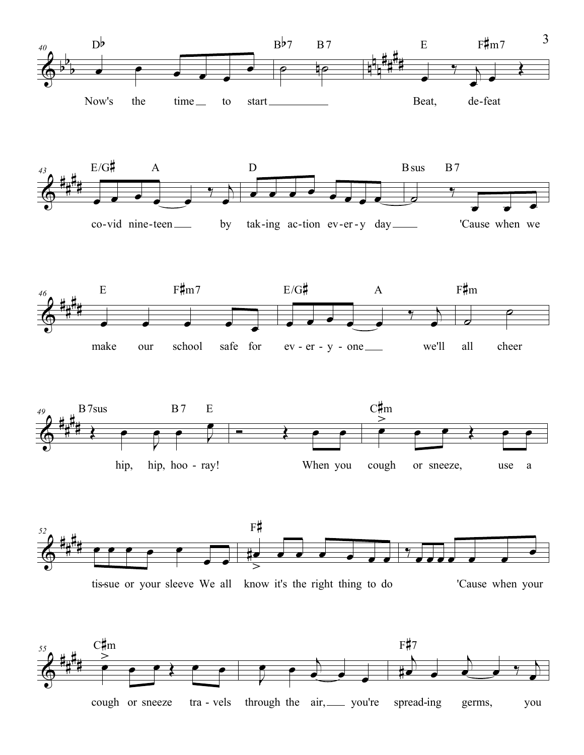Now's the time to start Beat, de-feat

co-vid nine-teen by tak-ing ac-tion ev-er-y day 'Cause when we

make our school safe for ev-er-y-one we'll all cheer

hip, hip, hoo-ray! When you cough or sneeze, use a

tis-sue or your sleeve We all know it's the right thing to do 'Cause when your

cough or sneeze tra-vels through the air, you're spread-ing germs, you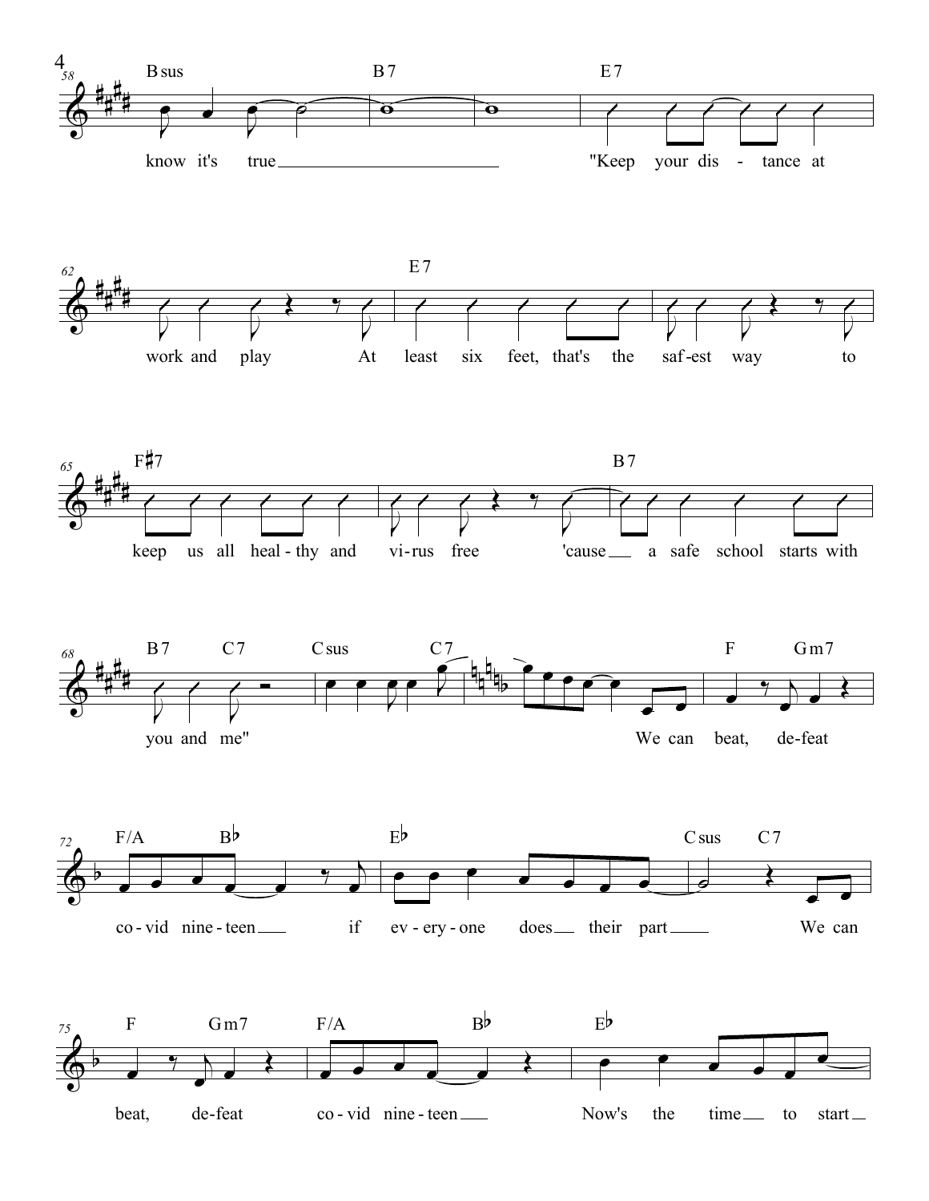| Measure | Chords |
|---|---|
| 58 | Bsus |
| 59 | B7 |
| 61 | E7 |
| 63 | E7 |
| 65 | F♯7 |
| 67 | B7 |
| 68 | B7, C7 |
| 69 | Csus, C7 |
| 71 | F, Gm7 |
| 72 | F/A, B♭ |
| 73 | E♭ |
| 74 | Csus, C7 |
| 75 | F, Gm7 |
| 76 | F/A, B♭ |
| 77 | E♭ |

Lyrics:

know it's true

"Keep your dis - tance at work and play

At least six feet, that's the saf-est way

to keep us all heal - thy and vi-rus free

'cause a safe school starts with you and me"

We can beat, de-feat co - vid nine - teen

if ev - ery - one does their part

We can beat, de-feat co - vid nine - teen

Now's the time to start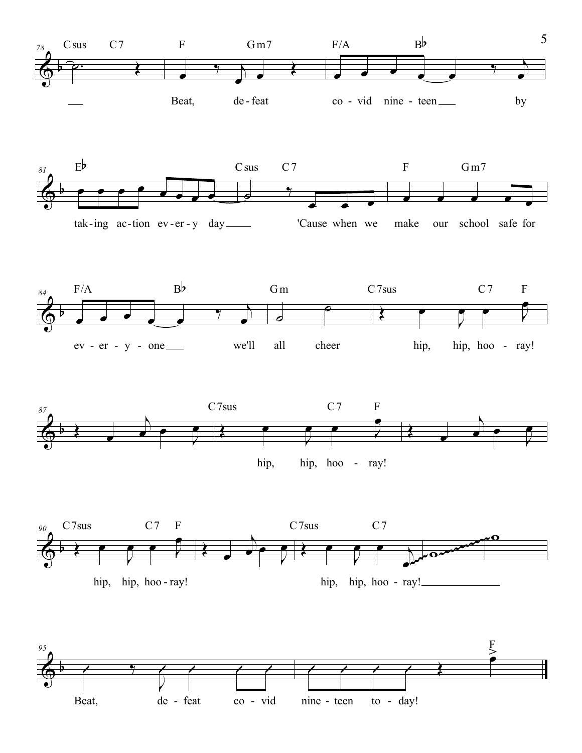Csus C7 F Gm7 F/A B♭

Beat, de-feat co-vid nine-teen by

E♭ Csus C7 F Gm7

tak-ing ac-tion ev-er-y day 'Cause when we make our school safe for

F/A B♭ Gm C7sus C7 F

ev-er-y-one we'll all cheer hip, hip, hoo-ray!

C7sus C7 F

hip, hip, hoo-ray!

C7sus C7 F C7sus C7

hip, hip, hoo-ray! hip, hip, hoo-ray!

F

Beat, de-feat co-vid nine-teen to-day!